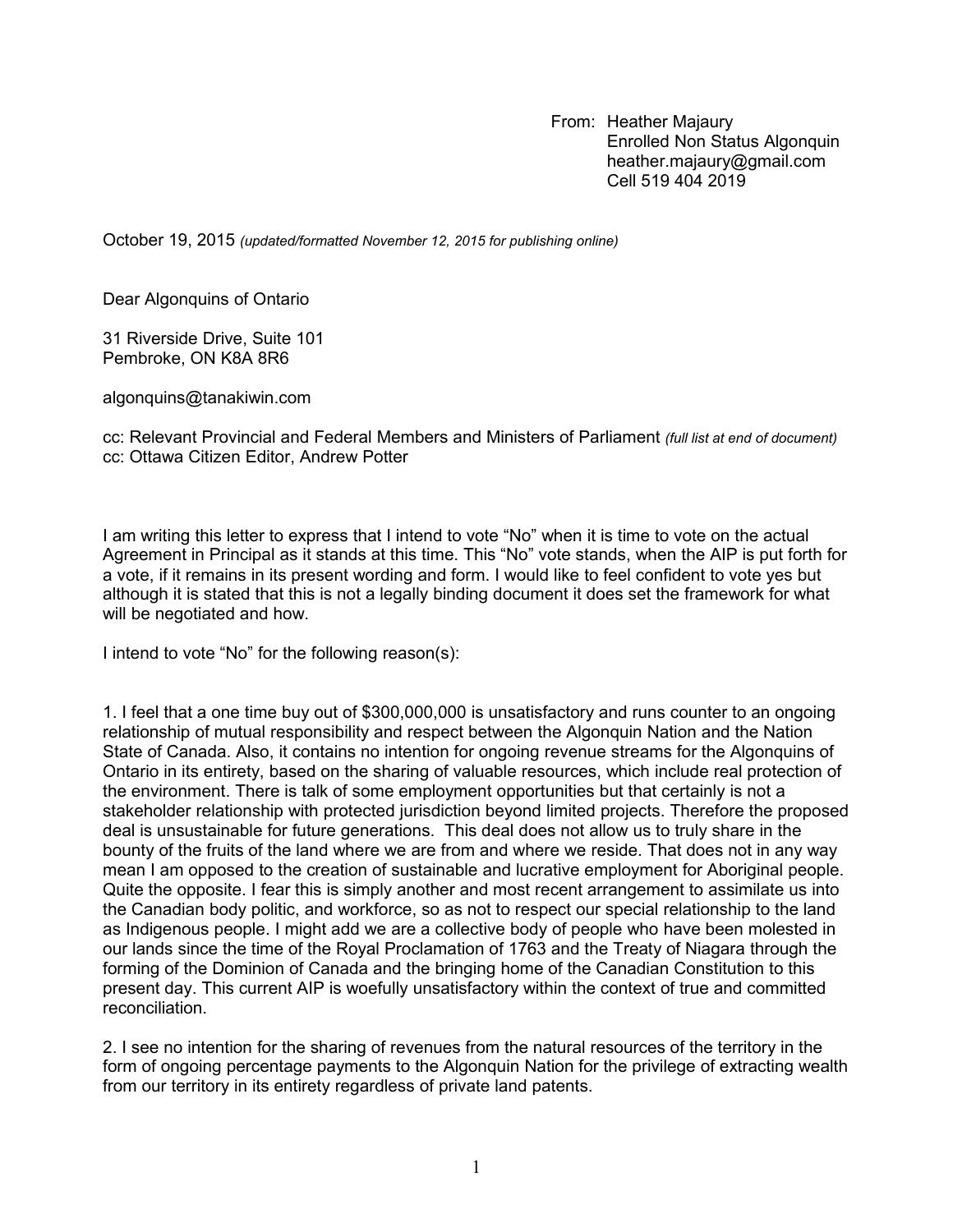From: Heather Majaury
Enrolled Non Status Algonquin
heather.majaury@gmail.com
Cell 519 404 2019

October 19, 2015 *(updated/formatted November 12, 2015 for publishing online)*

Dear Algonquins of Ontario

31 Riverside Drive, Suite 101
Pembroke, ON K8A 8R6

algonquins@tanakiwin.com

cc: Relevant Provincial and Federal Members and Ministers of Parliament *(full list at end of document)*
cc: Ottawa Citizen Editor, Andrew Potter

I am writing this letter to express that I intend to vote "No" when it is time to vote on the actual Agreement in Principal as it stands at this time. This "No" vote stands, when the AIP is put forth for a vote, if it remains in its present wording and form. I would like to feel confident to vote yes but although it is stated that this is not a legally binding document it does set the framework for what will be negotiated and how.

I intend to vote "No" for the following reason(s):

1. I feel that a one time buy out of $300,000,000 is unsatisfactory and runs counter to an ongoing relationship of mutual responsibility and respect between the Algonquin Nation and the Nation State of Canada. Also, it contains no intention for ongoing revenue streams for the Algonquins of Ontario in its entirety, based on the sharing of valuable resources, which include real protection of the environment. There is talk of some employment opportunities but that certainly is not a stakeholder relationship with protected jurisdiction beyond limited projects. Therefore the proposed deal is unsustainable for future generations. This deal does not allow us to truly share in the bounty of the fruits of the land where we are from and where we reside. That does not in any way mean I am opposed to the creation of sustainable and lucrative employment for Aboriginal people. Quite the opposite. I fear this is simply another and most recent arrangement to assimilate us into the Canadian body politic, and workforce, so as not to respect our special relationship to the land as Indigenous people. I might add we are a collective body of people who have been molested in our lands since the time of the Royal Proclamation of 1763 and the Treaty of Niagara through the forming of the Dominion of Canada and the bringing home of the Canadian Constitution to this present day. This current AIP is woefully unsatisfactory within the context of true and committed reconciliation.

2. I see no intention for the sharing of revenues from the natural resources of the territory in the form of ongoing percentage payments to the Algonquin Nation for the privilege of extracting wealth from our territory in its entirety regardless of private land patents.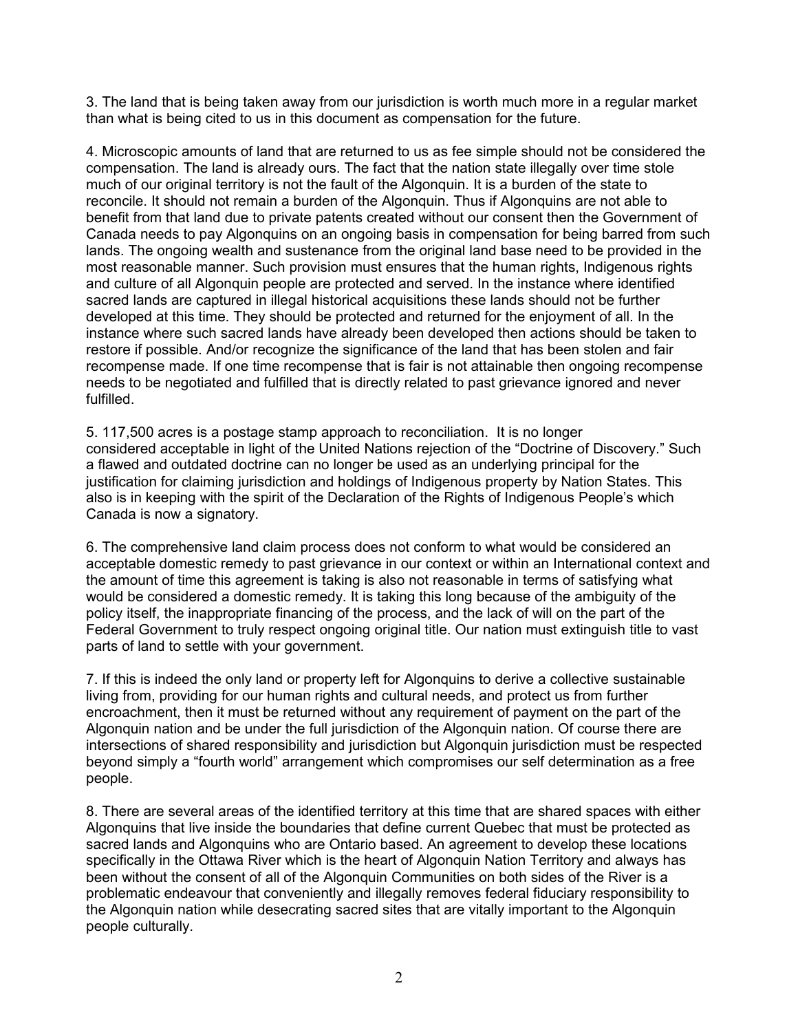3. The land that is being taken away from our jurisdiction is worth much more in a regular market than what is being cited to us in this document as compensation for the future.

4. Microscopic amounts of land that are returned to us as fee simple should not be considered the compensation. The land is already ours. The fact that the nation state illegally over time stole much of our original territory is not the fault of the Algonquin. It is a burden of the state to reconcile. It should not remain a burden of the Algonquin. Thus if Algonquins are not able to benefit from that land due to private patents created without our consent then the Government of Canada needs to pay Algonquins on an ongoing basis in compensation for being barred from such lands. The ongoing wealth and sustenance from the original land base need to be provided in the most reasonable manner. Such provision must ensures that the human rights, Indigenous rights and culture of all Algonquin people are protected and served. In the instance where identified sacred lands are captured in illegal historical acquisitions these lands should not be further developed at this time. They should be protected and returned for the enjoyment of all. In the instance where such sacred lands have already been developed then actions should be taken to restore if possible. And/or recognize the significance of the land that has been stolen and fair recompense made. If one time recompense that is fair is not attainable then ongoing recompense needs to be negotiated and fulfilled that is directly related to past grievance ignored and never fulfilled.

5. 117,500 acres is a postage stamp approach to reconciliation. It is no longer considered acceptable in light of the United Nations rejection of the "Doctrine of Discovery." Such a flawed and outdated doctrine can no longer be used as an underlying principal for the justification for claiming jurisdiction and holdings of Indigenous property by Nation States. This also is in keeping with the spirit of the Declaration of the Rights of Indigenous People's which Canada is now a signatory.

6. The comprehensive land claim process does not conform to what would be considered an acceptable domestic remedy to past grievance in our context or within an International context and the amount of time this agreement is taking is also not reasonable in terms of satisfying what would be considered a domestic remedy. It is taking this long because of the ambiguity of the policy itself, the inappropriate financing of the process, and the lack of will on the part of the Federal Government to truly respect ongoing original title. Our nation must extinguish title to vast parts of land to settle with your government.

7. If this is indeed the only land or property left for Algonquins to derive a collective sustainable living from, providing for our human rights and cultural needs, and protect us from further encroachment, then it must be returned without any requirement of payment on the part of the Algonquin nation and be under the full jurisdiction of the Algonquin nation. Of course there are intersections of shared responsibility and jurisdiction but Algonquin jurisdiction must be respected beyond simply a "fourth world" arrangement which compromises our self determination as a free people.

8. There are several areas of the identified territory at this time that are shared spaces with either Algonquins that live inside the boundaries that define current Quebec that must be protected as sacred lands and Algonquins who are Ontario based. An agreement to develop these locations specifically in the Ottawa River which is the heart of Algonquin Nation Territory and always has been without the consent of all of the Algonquin Communities on both sides of the River is a problematic endeavour that conveniently and illegally removes federal fiduciary responsibility to the Algonquin nation while desecrating sacred sites that are vitally important to the Algonquin people culturally.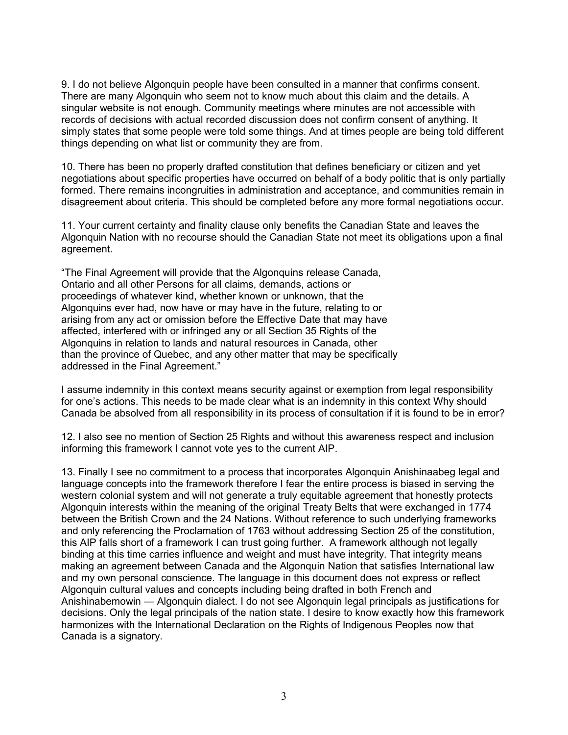9. I do not believe Algonquin people have been consulted in a manner that confirms consent. There are many Algonquin who seem not to know much about this claim and the details. A singular website is not enough. Community meetings where minutes are not accessible with records of decisions with actual recorded discussion does not confirm consent of anything. It simply states that some people were told some things. And at times people are being told different things depending on what list or community they are from.

10. There has been no properly drafted constitution that defines beneficiary or citizen and yet negotiations about specific properties have occurred on behalf of a body politic that is only partially formed. There remains incongruities in administration and acceptance, and communities remain in disagreement about criteria. This should be completed before any more formal negotiations occur.

11. Your current certainty and finality clause only benefits the Canadian State and leaves the Algonquin Nation with no recourse should the Canadian State not meet its obligations upon a final agreement.

"The Final Agreement will provide that the Algonquins release Canada, Ontario and all other Persons for all claims, demands, actions or proceedings of whatever kind, whether known or unknown, that the Algonquins ever had, now have or may have in the future, relating to or arising from any act or omission before the Effective Date that may have affected, interfered with or infringed any or all Section 35 Rights of the Algonquins in relation to lands and natural resources in Canada, other than the province of Quebec, and any other matter that may be specifically addressed in the Final Agreement."

I assume indemnity in this context means security against or exemption from legal responsibility for one's actions. This needs to be made clear what is an indemnity in this context Why should Canada be absolved from all responsibility in its process of consultation if it is found to be in error?

12. I also see no mention of Section 25 Rights and without this awareness respect and inclusion informing this framework I cannot vote yes to the current AIP.

13. Finally I see no commitment to a process that incorporates Algonquin Anishinaabeg legal and language concepts into the framework therefore I fear the entire process is biased in serving the western colonial system and will not generate a truly equitable agreement that honestly protects Algonquin interests within the meaning of the original Treaty Belts that were exchanged in 1774 between the British Crown and the 24 Nations. Without reference to such underlying frameworks and only referencing the Proclamation of 1763 without addressing Section 25 of the constitution, this AIP falls short of a framework I can trust going further. A framework although not legally binding at this time carries influence and weight and must have integrity. That integrity means making an agreement between Canada and the Algonquin Nation that satisfies International law and my own personal conscience. The language in this document does not express or reflect Algonquin cultural values and concepts including being drafted in both French and Anishinabemowin — Algonquin dialect. I do not see Algonquin legal principals as justifications for decisions. Only the legal principals of the nation state. I desire to know exactly how this framework harmonizes with the International Declaration on the Rights of Indigenous Peoples now that Canada is a signatory.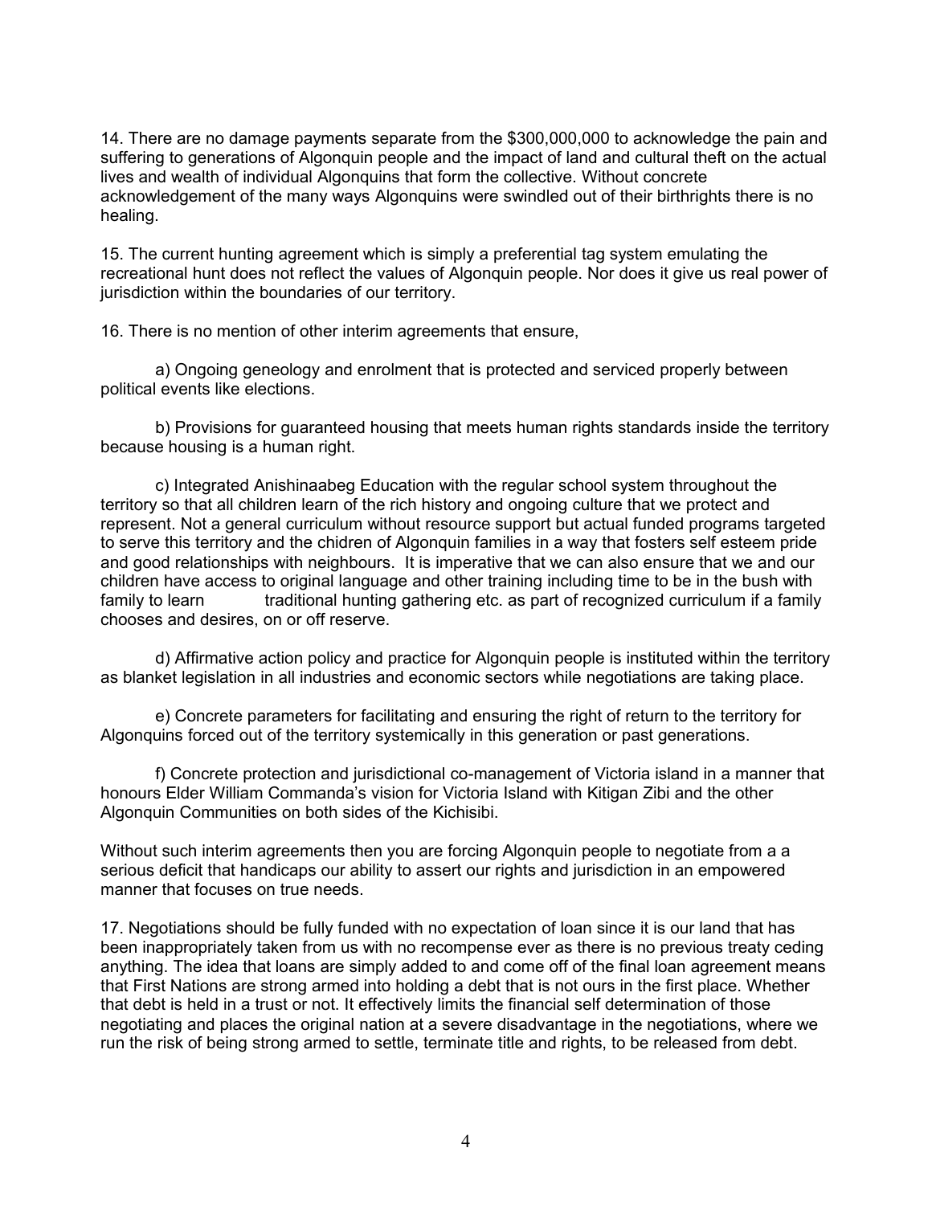14. There are no damage payments separate from the $300,000,000 to acknowledge the pain and suffering to generations of Algonquin people and the impact of land and cultural theft on the actual lives and wealth of individual Algonquins that form the collective. Without concrete acknowledgement of the many ways Algonquins were swindled out of their birthrights there is no healing.

15. The current hunting agreement which is simply a preferential tag system emulating the recreational hunt does not reflect the values of Algonquin people. Nor does it give us real power of jurisdiction within the boundaries of our territory.

16. There is no mention of other interim agreements that ensure,

a) Ongoing geneology and enrolment that is protected and serviced properly between political events like elections.

b) Provisions for guaranteed housing that meets human rights standards inside the territory because housing is a human right.

c) Integrated Anishinaabeg Education with the regular school system throughout the territory so that all children learn of the rich history and ongoing culture that we protect and represent. Not a general curriculum without resource support but actual funded programs targeted to serve this territory and the chidren of Algonquin families in a way that fosters self esteem pride and good relationships with neighbours. It is imperative that we can also ensure that we and our children have access to original language and other training including time to be in the bush with family to learn traditional hunting gathering etc. as part of recognized curriculum if a family chooses and desires, on or off reserve.

d) Affirmative action policy and practice for Algonquin people is instituted within the territory as blanket legislation in all industries and economic sectors while negotiations are taking place.

e) Concrete parameters for facilitating and ensuring the right of return to the territory for Algonquins forced out of the territory systemically in this generation or past generations.

f) Concrete protection and jurisdictional co-management of Victoria island in a manner that honours Elder William Commanda's vision for Victoria Island with Kitigan Zibi and the other Algonquin Communities on both sides of the Kichisibi.

Without such interim agreements then you are forcing Algonquin people to negotiate from a a serious deficit that handicaps our ability to assert our rights and jurisdiction in an empowered manner that focuses on true needs.

17. Negotiations should be fully funded with no expectation of loan since it is our land that has been inappropriately taken from us with no recompense ever as there is no previous treaty ceding anything. The idea that loans are simply added to and come off of the final loan agreement means that First Nations are strong armed into holding a debt that is not ours in the first place. Whether that debt is held in a trust or not. It effectively limits the financial self determination of those negotiating and places the original nation at a severe disadvantage in the negotiations, where we run the risk of being strong armed to settle, terminate title and rights, to be released from debt.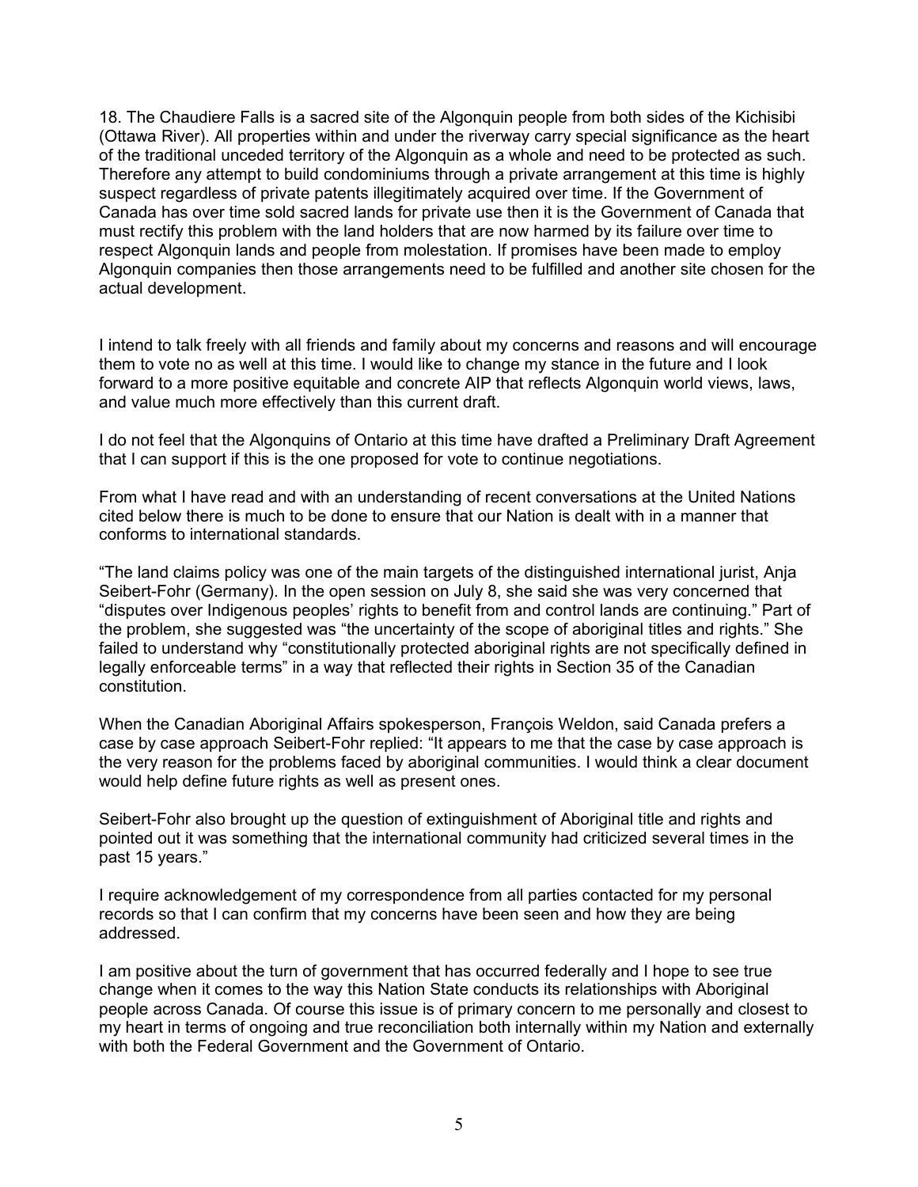18. The Chaudiere Falls is a sacred site of the Algonquin people from both sides of the Kichisibi (Ottawa River). All properties within and under the riverway carry special significance as the heart of the traditional unceded territory of the Algonquin as a whole and need to be protected as such. Therefore any attempt to build condominiums through a private arrangement at this time is highly suspect regardless of private patents illegitimately acquired over time. If the Government of Canada has over time sold sacred lands for private use then it is the Government of Canada that must rectify this problem with the land holders that are now harmed by its failure over time to respect Algonquin lands and people from molestation. If promises have been made to employ Algonquin companies then those arrangements need to be fulfilled and another site chosen for the actual development.

I intend to talk freely with all friends and family about my concerns and reasons and will encourage them to vote no as well at this time. I would like to change my stance in the future and I look forward to a more positive equitable and concrete AIP that reflects Algonquin world views, laws, and value much more effectively than this current draft.

I do not feel that the Algonquins of Ontario at this time have drafted a Preliminary Draft Agreement that I can support if this is the one proposed for vote to continue negotiations.

From what I have read and with an understanding of recent conversations at the United Nations cited below there is much to be done to ensure that our Nation is dealt with in a manner that conforms to international standards.

"The land claims policy was one of the main targets of the distinguished international jurist, Anja Seibert-Fohr (Germany). In the open session on July 8, she said she was very concerned that "disputes over Indigenous peoples' rights to benefit from and control lands are continuing." Part of the problem, she suggested was "the uncertainty of the scope of aboriginal titles and rights." She failed to understand why "constitutionally protected aboriginal rights are not specifically defined in legally enforceable terms" in a way that reflected their rights in Section 35 of the Canadian constitution.

When the Canadian Aboriginal Affairs spokesperson, François Weldon, said Canada prefers a case by case approach Seibert-Fohr replied: "It appears to me that the case by case approach is the very reason for the problems faced by aboriginal communities. I would think a clear document would help define future rights as well as present ones.

Seibert-Fohr also brought up the question of extinguishment of Aboriginal title and rights and pointed out it was something that the international community had criticized several times in the past 15 years."

I require acknowledgement of my correspondence from all parties contacted for my personal records so that I can confirm that my concerns have been seen and how they are being addressed.

I am positive about the turn of government that has occurred federally and I hope to see true change when it comes to the way this Nation State conducts its relationships with Aboriginal people across Canada. Of course this issue is of primary concern to me personally and closest to my heart in terms of ongoing and true reconciliation both internally within my Nation and externally with both the Federal Government and the Government of Ontario.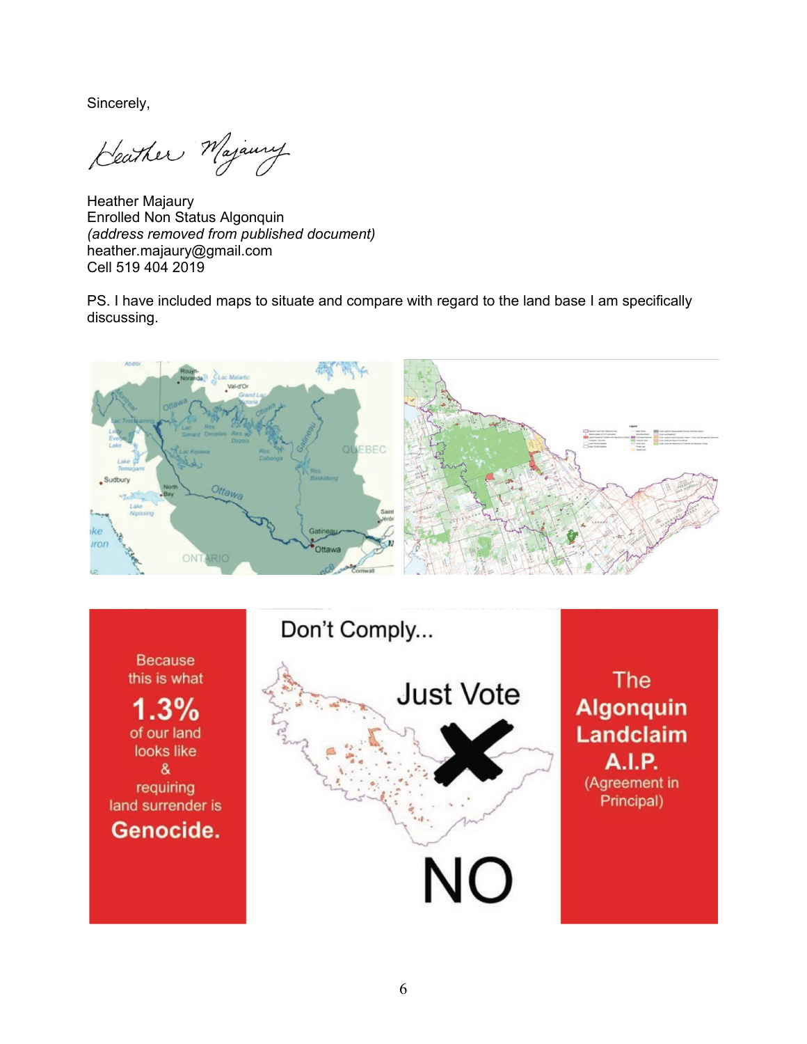Sincerely,

Heather Majaury
Enrolled Non Status Algonquin
*(address removed from published document)*
heather.majaury@gmail.com
Cell 519 404 2019

PS. I have included maps to situate and compare with regard to the land base I am specifically discussing.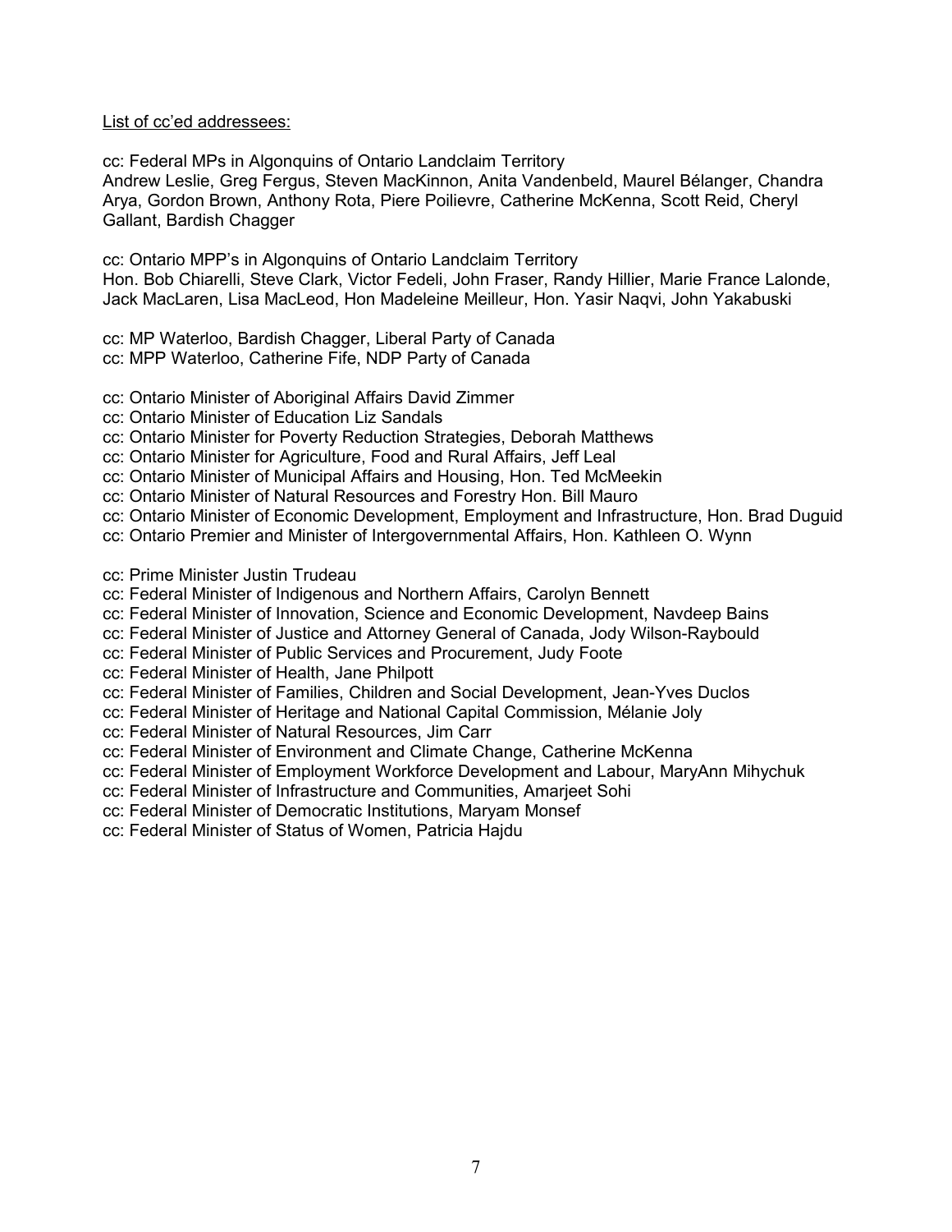List of cc'ed addressees:

cc: Federal MPs in Algonquins of Ontario Landclaim Territory
Andrew Leslie, Greg Fergus, Steven MacKinnon, Anita Vandenbeld, Maurel Bélanger, Chandra Arya, Gordon Brown, Anthony Rota, Piere Poilievre, Catherine McKenna, Scott Reid, Cheryl Gallant, Bardish Chagger

cc: Ontario MPP's in Algonquins of Ontario Landclaim Territory
Hon. Bob Chiarelli, Steve Clark, Victor Fedeli, John Fraser, Randy Hillier, Marie France Lalonde, Jack MacLaren, Lisa MacLeod, Hon Madeleine Meilleur, Hon. Yasir Naqvi, John Yakabuski

cc: MP Waterloo, Bardish Chagger, Liberal Party of Canada
cc: MPP Waterloo, Catherine Fife, NDP Party of Canada

cc: Ontario Minister of Aboriginal Affairs David Zimmer
cc: Ontario Minister of Education Liz Sandals
cc: Ontario Minister for Poverty Reduction Strategies, Deborah Matthews
cc: Ontario Minister for Agriculture, Food and Rural Affairs, Jeff Leal
cc: Ontario Minister of Municipal Affairs and Housing, Hon. Ted McMeekin
cc: Ontario Minister of Natural Resources and Forestry Hon. Bill Mauro
cc: Ontario Minister of Economic Development, Employment and Infrastructure, Hon. Brad Duguid
cc: Ontario Premier and Minister of Intergovernmental Affairs, Hon. Kathleen O. Wynn

cc: Prime Minister Justin Trudeau
cc: Federal Minister of Indigenous and Northern Affairs, Carolyn Bennett
cc: Federal Minister of Innovation, Science and Economic Development, Navdeep Bains
cc: Federal Minister of Justice and Attorney General of Canada, Jody Wilson-Raybould
cc: Federal Minister of Public Services and Procurement, Judy Foote
cc: Federal Minister of Health, Jane Philpott
cc: Federal Minister of Families, Children and Social Development, Jean-Yves Duclos
cc: Federal Minister of Heritage and National Capital Commission, Mélanie Joly
cc: Federal Minister of Natural Resources, Jim Carr
cc: Federal Minister of Environment and Climate Change, Catherine McKenna
cc: Federal Minister of Employment Workforce Development and Labour, MaryAnn Mihychuk
cc: Federal Minister of Infrastructure and Communities, Amarjeet Sohi
cc: Federal Minister of Democratic Institutions, Maryam Monsef
cc: Federal Minister of Status of Women, Patricia Hajdu